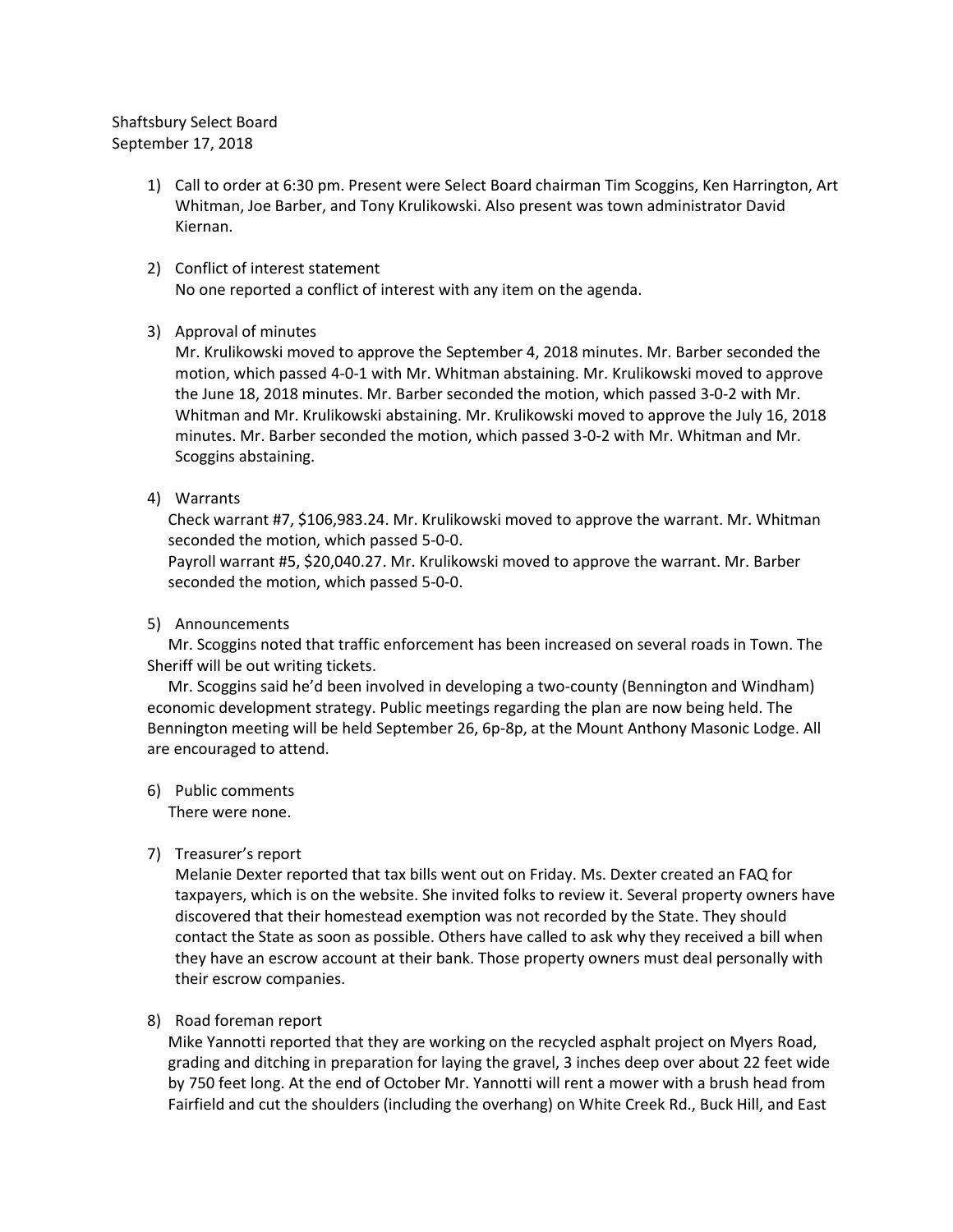Shaftsbury Select Board
September 17, 2018

1) Call to order at 6:30 pm. Present were Select Board chairman Tim Scoggins, Ken Harrington, Art Whitman, Joe Barber, and Tony Krulikowski. Also present was town administrator David Kiernan.

2) Conflict of interest statement
   No one reported a conflict of interest with any item on the agenda.

3) Approval of minutes
   Mr. Krulikowski moved to approve the September 4, 2018 minutes. Mr. Barber seconded the motion, which passed 4-0-1 with Mr. Whitman abstaining. Mr. Krulikowski moved to approve the June 18, 2018 minutes. Mr. Barber seconded the motion, which passed 3-0-2 with Mr. Whitman and Mr. Krulikowski abstaining. Mr. Krulikowski moved to approve the July 16, 2018 minutes. Mr. Barber seconded the motion, which passed 3-0-2 with Mr. Whitman and Mr. Scoggins abstaining.

4) Warrants
   Check warrant #7, $106,983.24. Mr. Krulikowski moved to approve the warrant. Mr. Whitman seconded the motion, which passed 5-0-0.
   Payroll warrant #5, $20,040.27. Mr. Krulikowski moved to approve the warrant. Mr. Barber seconded the motion, which passed 5-0-0.

5) Announcements
   Mr. Scoggins noted that traffic enforcement has been increased on several roads in Town. The Sheriff will be out writing tickets.
   Mr. Scoggins said he'd been involved in developing a two-county (Bennington and Windham) economic development strategy. Public meetings regarding the plan are now being held. The Bennington meeting will be held September 26, 6p-8p, at the Mount Anthony Masonic Lodge. All are encouraged to attend.

6) Public comments
   There were none.

7) Treasurer's report
   Melanie Dexter reported that tax bills went out on Friday. Ms. Dexter created an FAQ for taxpayers, which is on the website. She invited folks to review it. Several property owners have discovered that their homestead exemption was not recorded by the State. They should contact the State as soon as possible. Others have called to ask why they received a bill when they have an escrow account at their bank. Those property owners must deal personally with their escrow companies.

8) Road foreman report
   Mike Yannotti reported that they are working on the recycled asphalt project on Myers Road, grading and ditching in preparation for laying the gravel, 3 inches deep over about 22 feet wide by 750 feet long. At the end of October Mr. Yannotti will rent a mower with a brush head from Fairfield and cut the shoulders (including the overhang) on White Creek Rd., Buck Hill, and East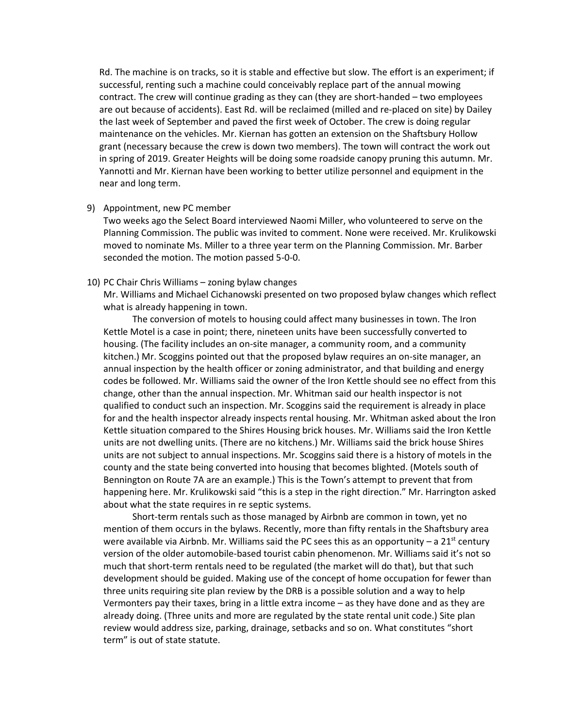Rd. The machine is on tracks, so it is stable and effective but slow. The effort is an experiment; if successful, renting such a machine could conceivably replace part of the annual mowing contract. The crew will continue grading as they can (they are short-handed – two employees are out because of accidents). East Rd. will be reclaimed (milled and re-placed on site) by Dailey the last week of September and paved the first week of October. The crew is doing regular maintenance on the vehicles. Mr. Kiernan has gotten an extension on the Shaftsbury Hollow grant (necessary because the crew is down two members). The town will contract the work out in spring of 2019. Greater Heights will be doing some roadside canopy pruning this autumn. Mr. Yannotti and Mr. Kiernan have been working to better utilize personnel and equipment in the near and long term.

9) Appointment, new PC member

Two weeks ago the Select Board interviewed Naomi Miller, who volunteered to serve on the Planning Commission. The public was invited to comment. None were received. Mr. Krulikowski moved to nominate Ms. Miller to a three year term on the Planning Commission. Mr. Barber seconded the motion. The motion passed 5-0-0.

10) PC Chair Chris Williams – zoning bylaw changes

Mr. Williams and Michael Cichanowski presented on two proposed bylaw changes which reflect what is already happening in town.

The conversion of motels to housing could affect many businesses in town. The Iron Kettle Motel is a case in point; there, nineteen units have been successfully converted to housing. (The facility includes an on-site manager, a community room, and a community kitchen.) Mr. Scoggins pointed out that the proposed bylaw requires an on-site manager, an annual inspection by the health officer or zoning administrator, and that building and energy codes be followed. Mr. Williams said the owner of the Iron Kettle should see no effect from this change, other than the annual inspection. Mr. Whitman said our health inspector is not qualified to conduct such an inspection. Mr. Scoggins said the requirement is already in place for and the health inspector already inspects rental housing. Mr. Whitman asked about the Iron Kettle situation compared to the Shires Housing brick houses. Mr. Williams said the Iron Kettle units are not dwelling units. (There are no kitchens.) Mr. Williams said the brick house Shires units are not subject to annual inspections. Mr. Scoggins said there is a history of motels in the county and the state being converted into housing that becomes blighted. (Motels south of Bennington on Route 7A are an example.) This is the Town's attempt to prevent that from happening here. Mr. Krulikowski said "this is a step in the right direction." Mr. Harrington asked about what the state requires in re septic systems.

Short-term rentals such as those managed by Airbnb are common in town, yet no mention of them occurs in the bylaws. Recently, more than fifty rentals in the Shaftsbury area were available via Airbnb. Mr. Williams said the PC sees this as an opportunity – a 21st century version of the older automobile-based tourist cabin phenomenon. Mr. Williams said it's not so much that short-term rentals need to be regulated (the market will do that), but that such development should be guided. Making use of the concept of home occupation for fewer than three units requiring site plan review by the DRB is a possible solution and a way to help Vermonters pay their taxes, bring in a little extra income – as they have done and as they are already doing. (Three units and more are regulated by the state rental unit code.) Site plan review would address size, parking, drainage, setbacks and so on. What constitutes "short term" is out of state statute.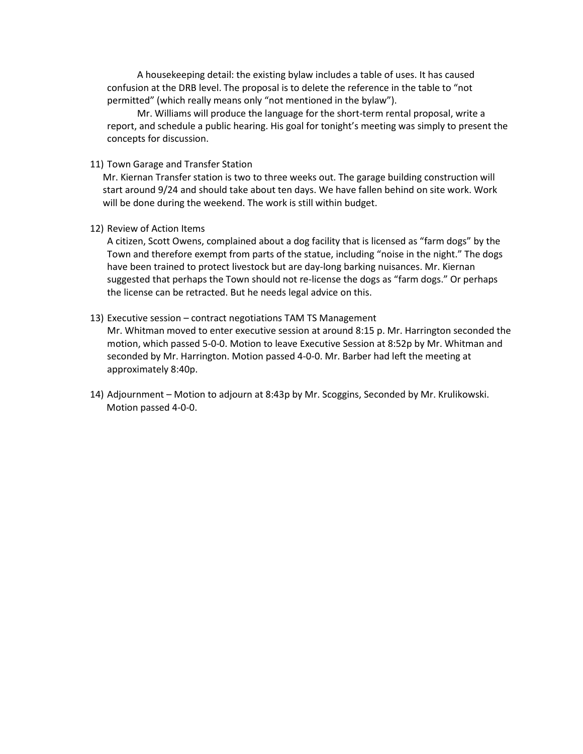A housekeeping detail: the existing bylaw includes a table of uses. It has caused confusion at the DRB level. The proposal is to delete the reference in the table to "not permitted" (which really means only "not mentioned in the bylaw").

Mr. Williams will produce the language for the short-term rental proposal, write a report, and schedule a public hearing. His goal for tonight's meeting was simply to present the concepts for discussion.

11) Town Garage and Transfer Station

Mr. Kiernan Transfer station is two to three weeks out. The garage building construction will start around 9/24 and should take about ten days. We have fallen behind on site work. Work will be done during the weekend. The work is still within budget.

12) Review of Action Items

A citizen, Scott Owens, complained about a dog facility that is licensed as "farm dogs" by the Town and therefore exempt from parts of the statue, including "noise in the night." The dogs have been trained to protect livestock but are day-long barking nuisances. Mr. Kiernan suggested that perhaps the Town should not re-license the dogs as "farm dogs." Or perhaps the license can be retracted. But he needs legal advice on this.

13) Executive session – contract negotiations TAM TS Management

Mr. Whitman moved to enter executive session at around 8:15 p. Mr. Harrington seconded the motion, which passed 5-0-0. Motion to leave Executive Session at 8:52p by Mr. Whitman and seconded by Mr. Harrington. Motion passed 4-0-0. Mr. Barber had left the meeting at approximately 8:40p.

14) Adjournment – Motion to adjourn at 8:43p by Mr. Scoggins, Seconded by Mr. Krulikowski. Motion passed 4-0-0.